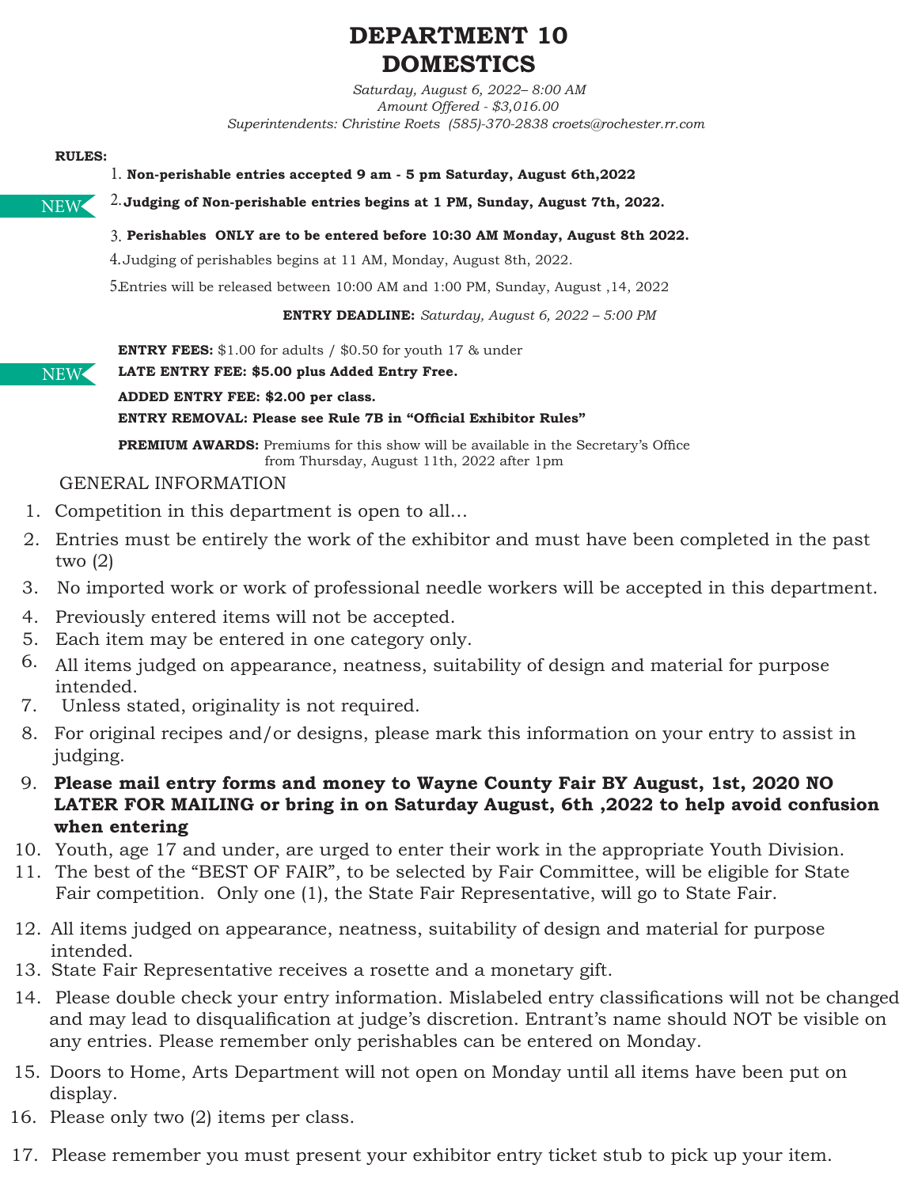# DEPARTMENT 10
# DOMESTICS

*Saturday, August 6, 2022– 8:00 AM*
*Amount Offered - $3,016.00*
*Superintendents: Christine Roets (585)-370-2838 croets@rochester.rr.com*

**RULES:**

1. **Non-perishable entries accepted 9 am - 5 pm Saturday, August 6th,2022**

NEW 2. **Judging of Non-perishable entries begins at 1 PM, Sunday, August 7th, 2022.**

3. **Perishables ONLY are to be entered before 10:30 AM Monday, August 8th 2022.**

4. Judging of perishables begins at 11 AM, Monday, August 8th, 2022.

5. Entries will be released between 10:00 AM and 1:00 PM, Sunday, August ,14, 2022

**ENTRY DEADLINE:** *Saturday, August 6, 2022 – 5:00 PM*

**ENTRY FEES:** $1.00 for adults / $0.50 for youth 17 & under

NEW **LATE ENTRY FEE: $5.00 plus Added Entry Free.**

**ADDED ENTRY FEE: $2.00 per class.**

**ENTRY REMOVAL: Please see Rule 7B in "Official Exhibitor Rules"**

**PREMIUM AWARDS:** Premiums for this show will be available in the Secretary's Office from Thursday, August 11th, 2022 after 1pm

GENERAL INFORMATION

1. Competition in this department is open to all…
2. Entries must be entirely the work of the exhibitor and must have been completed in the past two (2)
3. No imported work or work of professional needle workers will be accepted in this department.
4. Previously entered items will not be accepted.
5. Each item may be entered in one category only.
6. All items judged on appearance, neatness, suitability of design and material for purpose intended.
7. Unless stated, originality is not required.
8. For original recipes and/or designs, please mark this information on your entry to assist in judging.
9. **Please mail entry forms and money to Wayne County Fair BY August, 1st, 2020 NO LATER FOR MAILING or bring in on Saturday August, 6th ,2022 to help avoid confusion when entering**
10. Youth, age 17 and under, are urged to enter their work in the appropriate Youth Division.
11. The best of the "BEST OF FAIR", to be selected by Fair Committee, will be eligible for State Fair competition. Only one (1), the State Fair Representative, will go to State Fair.
12. All items judged on appearance, neatness, suitability of design and material for purpose intended.
13. State Fair Representative receives a rosette and a monetary gift.
14. Please double check your entry information. Mislabeled entry classifications will not be changed and may lead to disqualification at judge's discretion. Entrant's name should NOT be visible on any entries. Please remember only perishables can be entered on Monday.
15. Doors to Home, Arts Department will not open on Monday until all items have been put on display.
16. Please only two (2) items per class.
17. Please remember you must present your exhibitor entry ticket stub to pick up your item.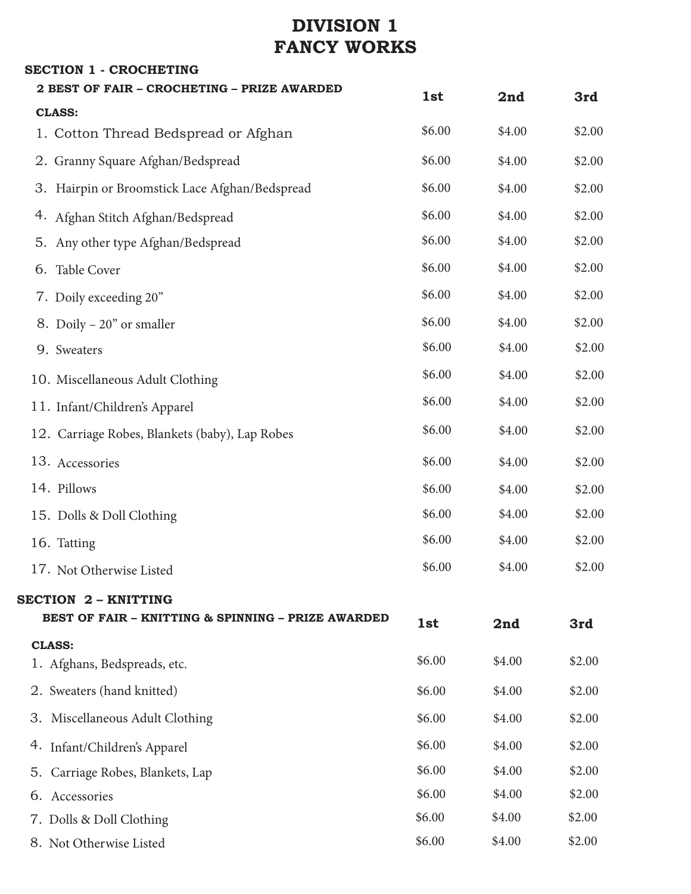# DIVISION 1
# FANCY WORKS

## SECTION 1 - CROCHETING

**2 BEST OF FAIR – CROCHETING – PRIZE AWARDED**

| CLASS: | 1st | 2nd | 3rd |
|---|---|---|---|
| 1. Cotton Thread Bedspread or Afghan | $6.00 | $4.00 | $2.00 |
| 2. Granny Square Afghan/Bedspread | $6.00 | $4.00 | $2.00 |
| 3. Hairpin or Broomstick Lace Afghan/Bedspread | $6.00 | $4.00 | $2.00 |
| 4. Afghan Stitch Afghan/Bedspread | $6.00 | $4.00 | $2.00 |
| 5. Any other type Afghan/Bedspread | $6.00 | $4.00 | $2.00 |
| 6. Table Cover | $6.00 | $4.00 | $2.00 |
| 7. Doily exceeding 20” | $6.00 | $4.00 | $2.00 |
| 8. Doily – 20” or smaller | $6.00 | $4.00 | $2.00 |
| 9. Sweaters | $6.00 | $4.00 | $2.00 |
| 10. Miscellaneous Adult Clothing | $6.00 | $4.00 | $2.00 |
| 11. Infant/Children’s Apparel | $6.00 | $4.00 | $2.00 |
| 12. Carriage Robes, Blankets (baby), Lap Robes | $6.00 | $4.00 | $2.00 |
| 13. Accessories | $6.00 | $4.00 | $2.00 |
| 14. Pillows | $6.00 | $4.00 | $2.00 |
| 15. Dolls & Doll Clothing | $6.00 | $4.00 | $2.00 |
| 16. Tatting | $6.00 | $4.00 | $2.00 |
| 17. Not Otherwise Listed | $6.00 | $4.00 | $2.00 |

## SECTION 2 – KNITTING

**BEST OF FAIR – KNITTING & SPINNING – PRIZE AWARDED**

| CLASS: | 1st | 2nd | 3rd |
|---|---|---|---|
| 1. Afghans, Bedspreads, etc. | $6.00 | $4.00 | $2.00 |
| 2. Sweaters (hand knitted) | $6.00 | $4.00 | $2.00 |
| 3. Miscellaneous Adult Clothing | $6.00 | $4.00 | $2.00 |
| 4. Infant/Children’s Apparel | $6.00 | $4.00 | $2.00 |
| 5. Carriage Robes, Blankets, Lap | $6.00 | $4.00 | $2.00 |
| 6. Accessories | $6.00 | $4.00 | $2.00 |
| 7. Dolls & Doll Clothing | $6.00 | $4.00 | $2.00 |
| 8. Not Otherwise Listed | $6.00 | $4.00 | $2.00 |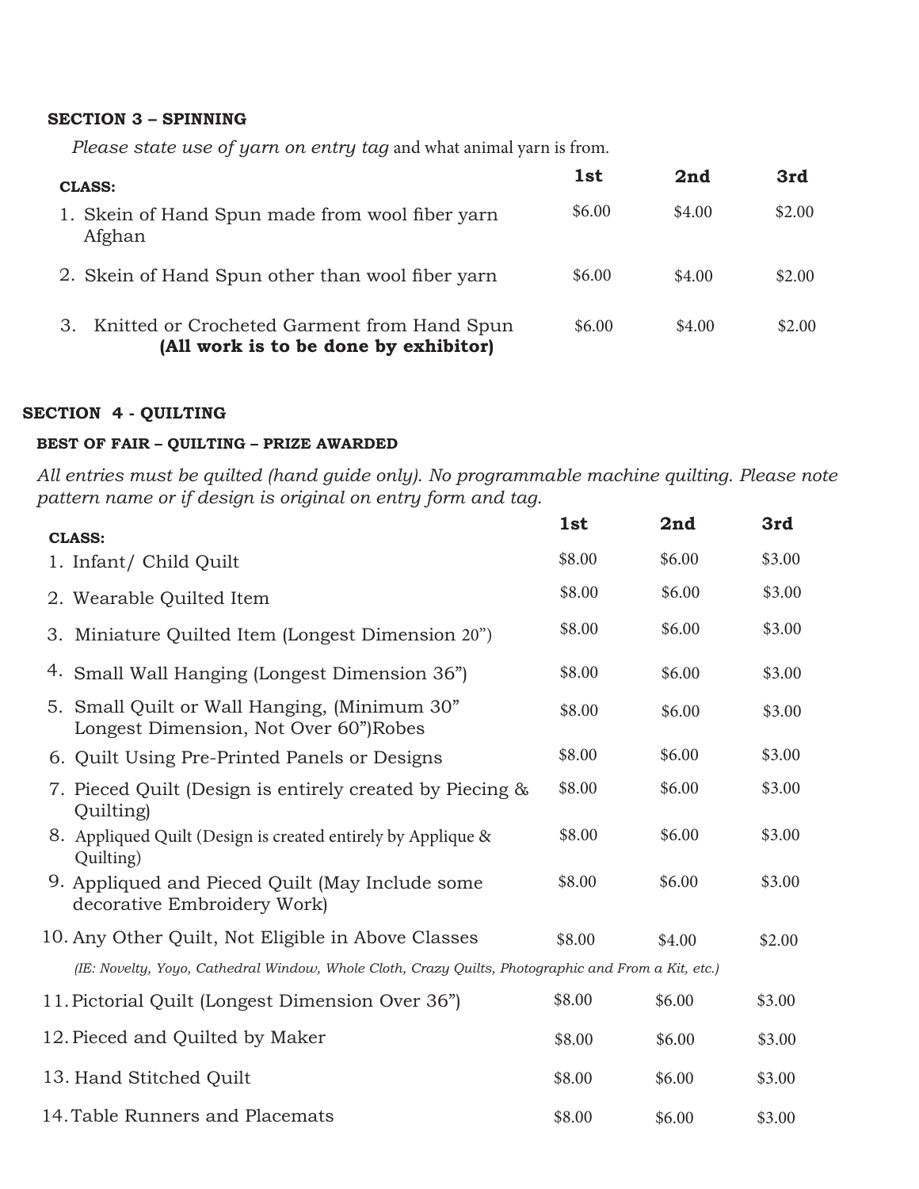**SECTION 3 – SPINNING**

*Please state use of yarn on entry tag* and what animal yarn is from.

| CLASS: | 1st | 2nd | 3rd |
|---|---|---|---|
| 1. Skein of Hand Spun made from wool fiber yarn Afghan | $6.00 | $4.00 | $2.00 |
| 2. Skein of Hand Spun other than wool fiber yarn | $6.00 | $4.00 | $2.00 |
| 3. Knitted or Crocheted Garment from Hand Spun **(All work is to be done by exhibitor)** | $6.00 | $4.00 | $2.00 |

**SECTION 4 - QUILTING**

**BEST OF FAIR – QUILTING – PRIZE AWARDED**

*All entries must be quilted (hand guide only). No programmable machine quilting. Please note pattern name or if design is original on entry form and tag.*

| CLASS: | 1st | 2nd | 3rd |
|---|---|---|---|
| 1. Infant/ Child Quilt | $8.00 | $6.00 | $3.00 |
| 2. Wearable Quilted Item | $8.00 | $6.00 | $3.00 |
| 3. Miniature Quilted Item (Longest Dimension 20") | $8.00 | $6.00 | $3.00 |
| 4. Small Wall Hanging (Longest Dimension 36") | $8.00 | $6.00 | $3.00 |
| 5. Small Quilt or Wall Hanging, (Minimum 30" Longest Dimension, Not Over 60")Robes | $8.00 | $6.00 | $3.00 |
| 6. Quilt Using Pre-Printed Panels or Designs | $8.00 | $6.00 | $3.00 |
| 7. Pieced Quilt (Design is entirely created by Piecing & Quilting) | $8.00 | $6.00 | $3.00 |
| 8. Appliqued Quilt (Design is created entirely by Applique & Quilting) | $8.00 | $6.00 | $3.00 |
| 9. Appliqued and Pieced Quilt (May Include some decorative Embroidery Work) | $8.00 | $6.00 | $3.00 |
| 10. Any Other Quilt, Not Eligible in Above Classes *(IE: Novelty, Yoyo, Cathedral Window, Whole Cloth, Crazy Quilts, Photographic and From a Kit, etc.)* | $8.00 | $4.00 | $2.00 |
| 11. Pictorial Quilt (Longest Dimension Over 36") | $8.00 | $6.00 | $3.00 |
| 12. Pieced and Quilted by Maker | $8.00 | $6.00 | $3.00 |
| 13. Hand Stitched Quilt | $8.00 | $6.00 | $3.00 |
| 14. Table Runners and Placemats | $8.00 | $6.00 | $3.00 |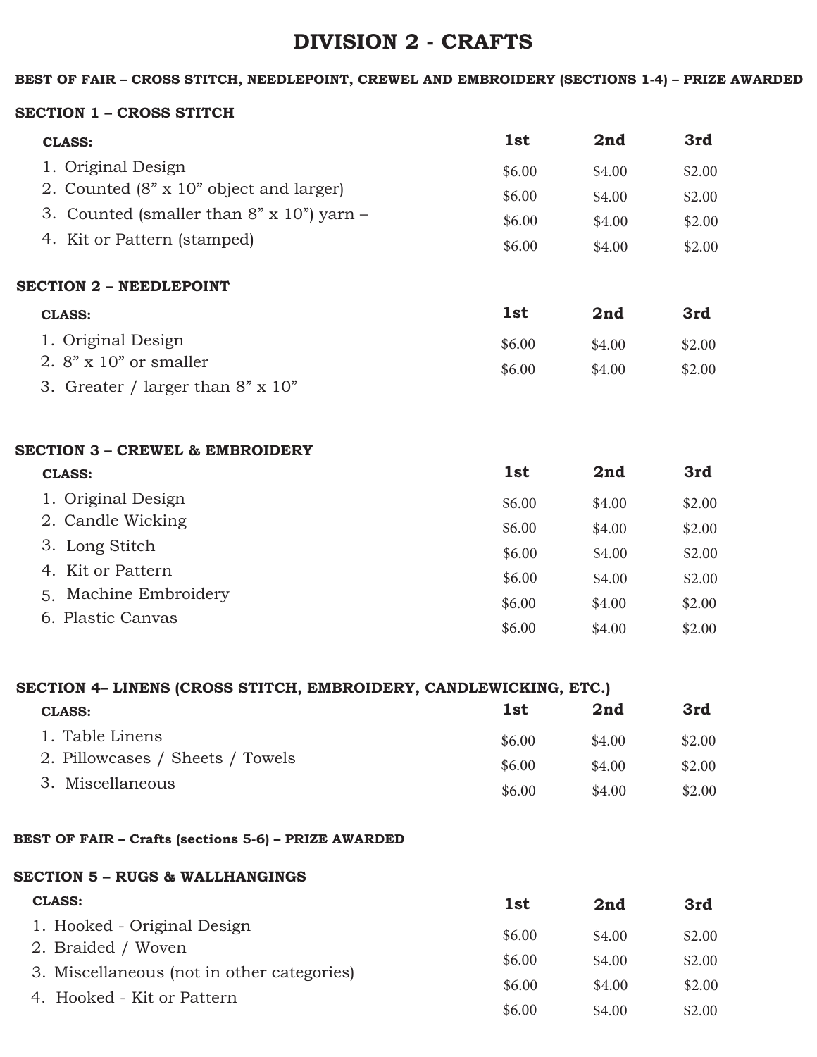# DIVISION 2 - CRAFTS

**BEST OF FAIR – CROSS STITCH, NEEDLEPOINT, CREWEL AND EMBROIDERY (SECTIONS 1-4) – PRIZE AWARDED**

## SECTION 1 – CROSS STITCH

| CLASS: | 1st | 2nd | 3rd |
|---|---|---|---|
| 1. Original Design | $6.00 | $4.00 | $2.00 |
| 2. Counted (8" x 10" object and larger) | $6.00 | $4.00 | $2.00 |
| 3. Counted (smaller than 8" x 10") yarn – | $6.00 | $4.00 | $2.00 |
| 4. Kit or Pattern (stamped) | $6.00 | $4.00 | $2.00 |

## SECTION 2 – NEEDLEPOINT

| CLASS: | 1st | 2nd | 3rd |
|---|---|---|---|
| 1. Original Design | $6.00 | $4.00 | $2.00 |
| 2. 8" x 10" or smaller | $6.00 | $4.00 | $2.00 |
| 3. Greater / larger than 8" x 10" | | | |

## SECTION 3 – CREWEL & EMBROIDERY

| CLASS: | 1st | 2nd | 3rd |
|---|---|---|---|
| 1. Original Design | $6.00 | $4.00 | $2.00 |
| 2. Candle Wicking | $6.00 | $4.00 | $2.00 |
| 3. Long Stitch | $6.00 | $4.00 | $2.00 |
| 4. Kit or Pattern | $6.00 | $4.00 | $2.00 |
| 5. Machine Embroidery | $6.00 | $4.00 | $2.00 |
| 6. Plastic Canvas | $6.00 | $4.00 | $2.00 |

## SECTION 4– LINENS (CROSS STITCH, EMBROIDERY, CANDLEWICKING, ETC.)

| CLASS: | 1st | 2nd | 3rd |
|---|---|---|---|
| 1. Table Linens | $6.00 | $4.00 | $2.00 |
| 2. Pillowcases / Sheets / Towels | $6.00 | $4.00 | $2.00 |
| 3. Miscellaneous | $6.00 | $4.00 | $2.00 |

**BEST OF FAIR – Crafts (sections 5-6) – PRIZE AWARDED**

## SECTION 5 – RUGS & WALLHANGINGS

| CLASS: | 1st | 2nd | 3rd |
|---|---|---|---|
| 1. Hooked - Original Design | $6.00 | $4.00 | $2.00 |
| 2. Braided / Woven | $6.00 | $4.00 | $2.00 |
| 3. Miscellaneous (not in other categories) | $6.00 | $4.00 | $2.00 |
| 4. Hooked - Kit or Pattern | $6.00 | $4.00 | $2.00 |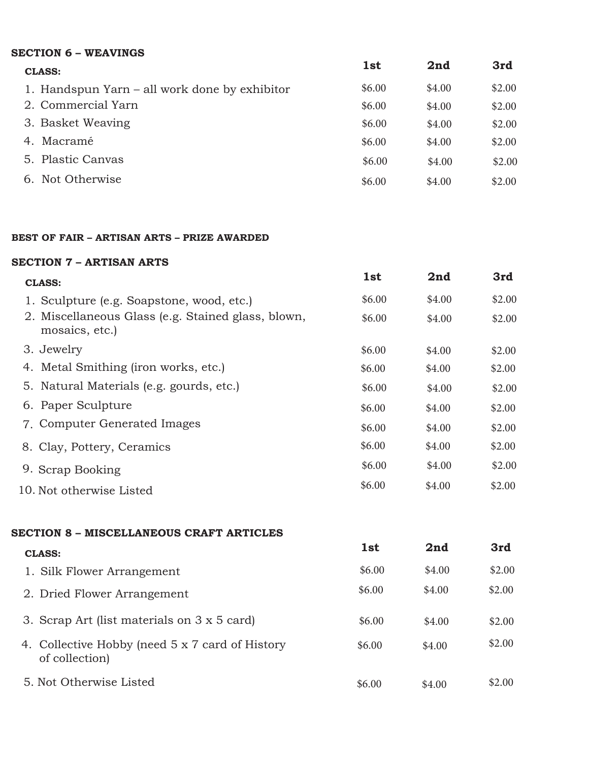**SECTION 6 – WEAVINGS**

| CLASS: | 1st | 2nd | 3rd |
|---|---|---|---|
| 1. Handspun Yarn – all work done by exhibitor | $6.00 | $4.00 | $2.00 |
| 2. Commercial Yarn | $6.00 | $4.00 | $2.00 |
| 3. Basket Weaving | $6.00 | $4.00 | $2.00 |
| 4. Macramé | $6.00 | $4.00 | $2.00 |
| 5. Plastic Canvas | $6.00 | $4.00 | $2.00 |
| 6. Not Otherwise | $6.00 | $4.00 | $2.00 |

**BEST OF FAIR – ARTISAN ARTS – PRIZE AWARDED**

**SECTION 7 – ARTISAN ARTS**

| CLASS: | 1st | 2nd | 3rd |
|---|---|---|---|
| 1. Sculpture (e.g. Soapstone, wood, etc.) | $6.00 | $4.00 | $2.00 |
| 2. Miscellaneous Glass (e.g. Stained glass, blown, mosaics, etc.) | $6.00 | $4.00 | $2.00 |
| 3. Jewelry | $6.00 | $4.00 | $2.00 |
| 4. Metal Smithing (iron works, etc.) | $6.00 | $4.00 | $2.00 |
| 5. Natural Materials (e.g. gourds, etc.) | $6.00 | $4.00 | $2.00 |
| 6. Paper Sculpture | $6.00 | $4.00 | $2.00 |
| 7. Computer Generated Images | $6.00 | $4.00 | $2.00 |
| 8. Clay, Pottery, Ceramics | $6.00 | $4.00 | $2.00 |
| 9. Scrap Booking | $6.00 | $4.00 | $2.00 |
| 10. Not otherwise Listed | $6.00 | $4.00 | $2.00 |

**SECTION 8 – MISCELLANEOUS CRAFT ARTICLES**

| CLASS: | 1st | 2nd | 3rd |
|---|---|---|---|
| 1. Silk Flower Arrangement | $6.00 | $4.00 | $2.00 |
| 2. Dried Flower Arrangement | $6.00 | $4.00 | $2.00 |
| 3. Scrap Art (list materials on 3 x 5 card) | $6.00 | $4.00 | $2.00 |
| 4. Collective Hobby (need 5 x 7 card of History of collection) | $6.00 | $4.00 | $2.00 |
| 5. Not Otherwise Listed | $6.00 | $4.00 | $2.00 |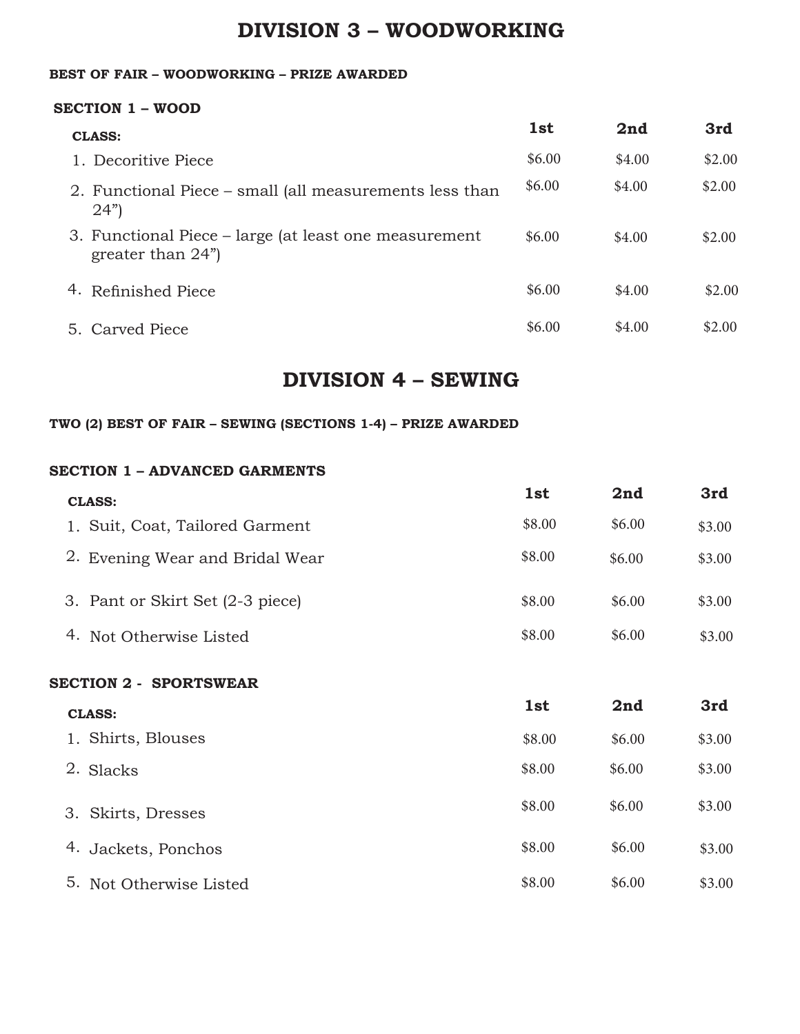# DIVISION 3 – WOODWORKING

**BEST OF FAIR – WOODWORKING – PRIZE AWARDED**

**SECTION 1 – WOOD**

| CLASS: | 1st | 2nd | 3rd |
|---|---|---|---|
| 1. Decoritive Piece | $6.00 | $4.00 | $2.00 |
| 2. Functional Piece – small (all measurements less than 24”) | $6.00 | $4.00 | $2.00 |
| 3. Functional Piece – large (at least one measurement greater than 24”) | $6.00 | $4.00 | $2.00 |
| 4. Refinished Piece | $6.00 | $4.00 | $2.00 |
| 5. Carved Piece | $6.00 | $4.00 | $2.00 |

# DIVISION 4 – SEWING

**TWO (2) BEST OF FAIR – SEWING (SECTIONS 1-4) – PRIZE AWARDED**

**SECTION 1 – ADVANCED GARMENTS**

| CLASS: | 1st | 2nd | 3rd |
|---|---|---|---|
| 1. Suit, Coat, Tailored Garment | $8.00 | $6.00 | $3.00 |
| 2. Evening Wear and Bridal Wear | $8.00 | $6.00 | $3.00 |
| 3. Pant or Skirt Set (2-3 piece) | $8.00 | $6.00 | $3.00 |
| 4. Not Otherwise Listed | $8.00 | $6.00 | $3.00 |

**SECTION 2 - SPORTSWEAR**

| CLASS: | 1st | 2nd | 3rd |
|---|---|---|---|
| 1. Shirts, Blouses | $8.00 | $6.00 | $3.00 |
| 2. Slacks | $8.00 | $6.00 | $3.00 |
| 3. Skirts, Dresses | $8.00 | $6.00 | $3.00 |
| 4. Jackets, Ponchos | $8.00 | $6.00 | $3.00 |
| 5. Not Otherwise Listed | $8.00 | $6.00 | $3.00 |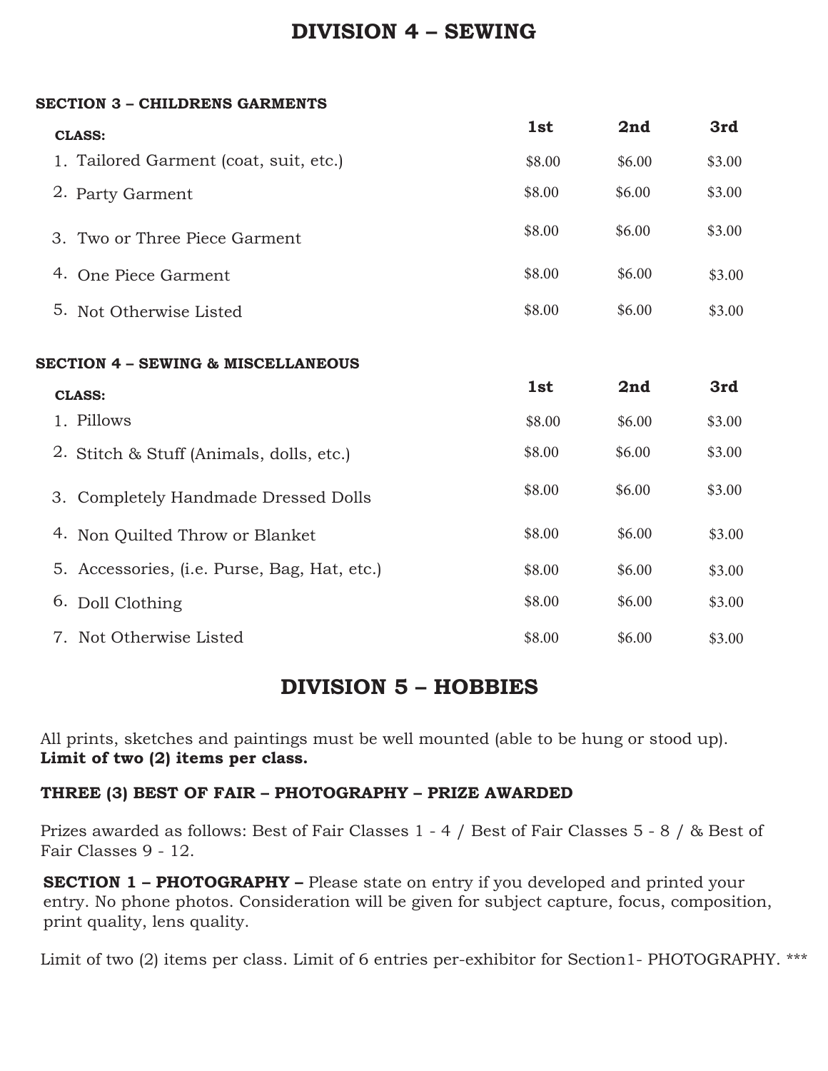# DIVISION 4 – SEWING

## SECTION 3 – CHILDRENS GARMENTS

| CLASS: | 1st | 2nd | 3rd |
|---|---|---|---|
| 1. Tailored Garment (coat, suit, etc.) | $8.00 | $6.00 | $3.00 |
| 2. Party Garment | $8.00 | $6.00 | $3.00 |
| 3. Two or Three Piece Garment | $8.00 | $6.00 | $3.00 |
| 4. One Piece Garment | $8.00 | $6.00 | $3.00 |
| 5. Not Otherwise Listed | $8.00 | $6.00 | $3.00 |

## SECTION 4 – SEWING & MISCELLANEOUS

| CLASS: | 1st | 2nd | 3rd |
|---|---|---|---|
| 1. Pillows | $8.00 | $6.00 | $3.00 |
| 2. Stitch & Stuff (Animals, dolls, etc.) | $8.00 | $6.00 | $3.00 |
| 3. Completely Handmade Dressed Dolls | $8.00 | $6.00 | $3.00 |
| 4. Non Quilted Throw or Blanket | $8.00 | $6.00 | $3.00 |
| 5. Accessories, (i.e. Purse, Bag, Hat, etc.) | $8.00 | $6.00 | $3.00 |
| 6. Doll Clothing | $8.00 | $6.00 | $3.00 |
| 7. Not Otherwise Listed | $8.00 | $6.00 | $3.00 |

# DIVISION 5 – HOBBIES

All prints, sketches and paintings must be well mounted (able to be hung or stood up).
**Limit of two (2) items per class.**

**THREE (3) BEST OF FAIR – PHOTOGRAPHY – PRIZE AWARDED**

Prizes awarded as follows: Best of Fair Classes 1 - 4 / Best of Fair Classes 5 - 8 / & Best of Fair Classes 9 - 12.

**SECTION 1 – PHOTOGRAPHY –** Please state on entry if you developed and printed your entry. No phone photos. Consideration will be given for subject capture, focus, composition, print quality, lens quality.

Limit of two (2) items per class. Limit of 6 entries per-exhibitor for Section1- PHOTOGRAPHY. ***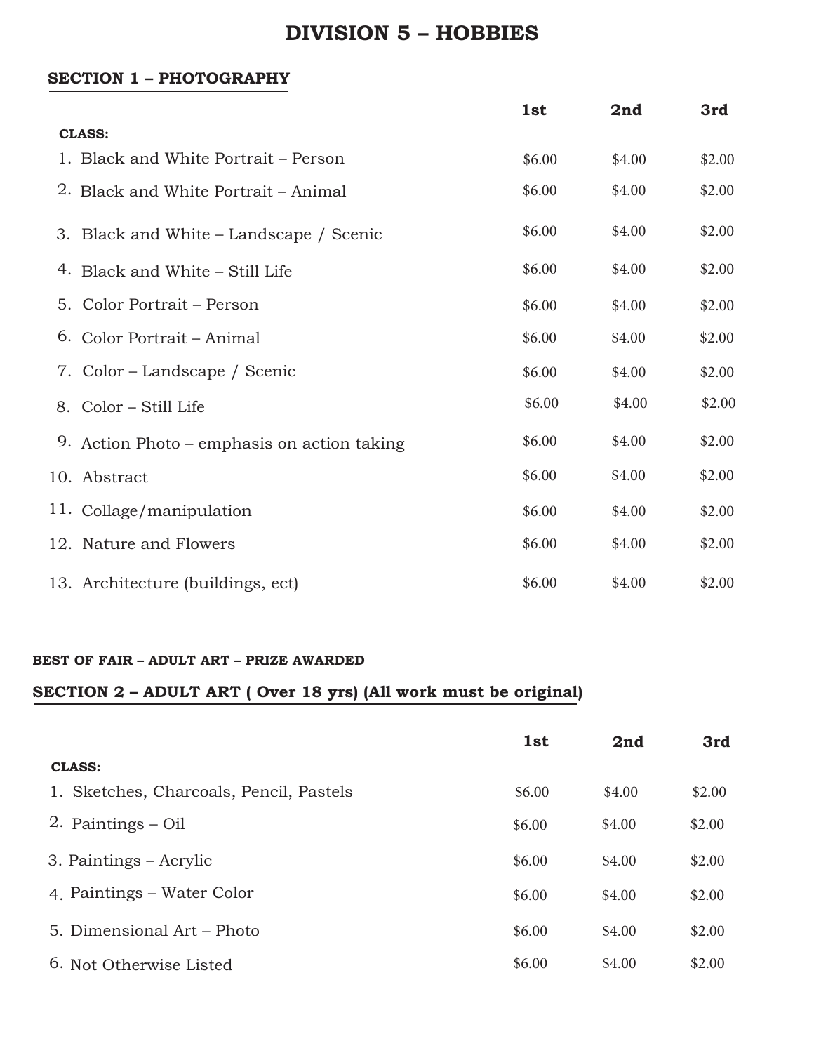# DIVISION 5 – HOBBIES

## SECTION 1 – PHOTOGRAPHY

| CLASS: | 1st | 2nd | 3rd |
|---|---|---|---|
| 1. Black and White Portrait – Person | $6.00 | $4.00 | $2.00 |
| 2. Black and White Portrait – Animal | $6.00 | $4.00 | $2.00 |
| 3. Black and White – Landscape / Scenic | $6.00 | $4.00 | $2.00 |
| 4. Black and White – Still Life | $6.00 | $4.00 | $2.00 |
| 5. Color Portrait – Person | $6.00 | $4.00 | $2.00 |
| 6. Color Portrait – Animal | $6.00 | $4.00 | $2.00 |
| 7. Color – Landscape / Scenic | $6.00 | $4.00 | $2.00 |
| 8. Color – Still Life | $6.00 | $4.00 | $2.00 |
| 9. Action Photo – emphasis on action taking | $6.00 | $4.00 | $2.00 |
| 10. Abstract | $6.00 | $4.00 | $2.00 |
| 11. Collage/manipulation | $6.00 | $4.00 | $2.00 |
| 12. Nature and Flowers | $6.00 | $4.00 | $2.00 |
| 13. Architecture (buildings, ect) | $6.00 | $4.00 | $2.00 |

**BEST OF FAIR – ADULT ART – PRIZE AWARDED**

## SECTION 2 – ADULT ART ( Over 18 yrs) (All work must be original)

| CLASS: | 1st | 2nd | 3rd |
|---|---|---|---|
| 1. Sketches, Charcoals, Pencil, Pastels | $6.00 | $4.00 | $2.00 |
| 2. Paintings – Oil | $6.00 | $4.00 | $2.00 |
| 3. Paintings – Acrylic | $6.00 | $4.00 | $2.00 |
| 4. Paintings – Water Color | $6.00 | $4.00 | $2.00 |
| 5. Dimensional Art – Photo | $6.00 | $4.00 | $2.00 |
| 6. Not Otherwise Listed | $6.00 | $4.00 | $2.00 |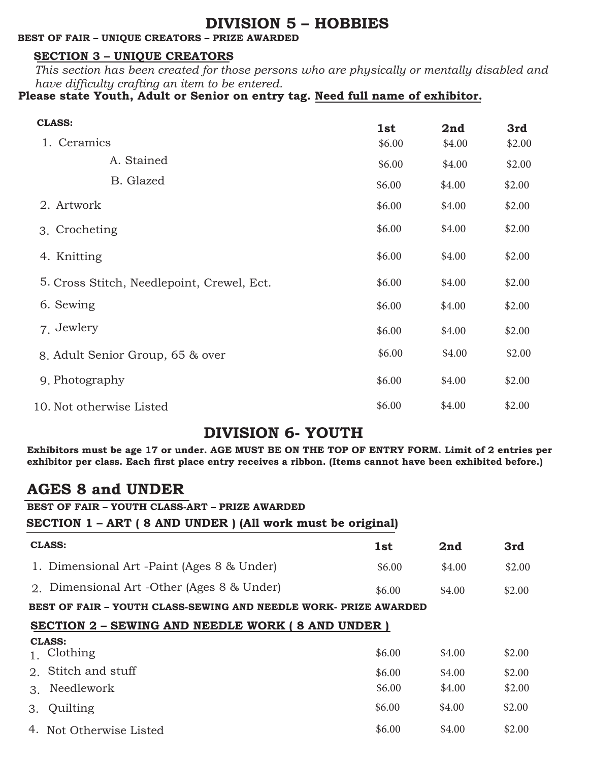# DIVISION 5 – HOBBIES

**BEST OF FAIR – UNIQUE CREATORS – PRIZE AWARDED**

## SECTION 3 – UNIQUE CREATORS

*This section has been created for those persons who are physically or mentally disabled and have difficulty crafting an item to be entered.*

**Please state Youth, Adult or Senior on entry tag. Need full name of exhibitor.**

| CLASS: | 1st | 2nd | 3rd |
|---|---|---|---|
| 1. Ceramics | $6.00 | $4.00 | $2.00 |
| A. Stained | $6.00 | $4.00 | $2.00 |
| B. Glazed | $6.00 | $4.00 | $2.00 |
| 2. Artwork | $6.00 | $4.00 | $2.00 |
| 3. Crocheting | $6.00 | $4.00 | $2.00 |
| 4. Knitting | $6.00 | $4.00 | $2.00 |
| 5. Cross Stitch, Needlepoint, Crewel, Ect. | $6.00 | $4.00 | $2.00 |
| 6. Sewing | $6.00 | $4.00 | $2.00 |
| 7. Jewlery | $6.00 | $4.00 | $2.00 |
| 8. Adult Senior Group, 65 & over | $6.00 | $4.00 | $2.00 |
| 9. Photography | $6.00 | $4.00 | $2.00 |
| 10. Not otherwise Listed | $6.00 | $4.00 | $2.00 |

# DIVISION 6- YOUTH

**Exhibitors must be age 17 or under. AGE MUST BE ON THE TOP OF ENTRY FORM. Limit of 2 entries per exhibitor per class. Each first place entry receives a ribbon. (Items cannot have been exhibited before.)**

## AGES 8 and UNDER

**BEST OF FAIR – YOUTH CLASS-ART – PRIZE AWARDED**

### SECTION 1 – ART ( 8 AND UNDER ) (All work must be original)

| CLASS: | 1st | 2nd | 3rd |
|---|---|---|---|
| 1. Dimensional Art -Paint (Ages 8 & Under) | $6.00 | $4.00 | $2.00 |
| 2. Dimensional Art -Other (Ages 8 & Under) | $6.00 | $4.00 | $2.00 |

**BEST OF FAIR – YOUTH CLASS-SEWING AND NEEDLE WORK- PRIZE AWARDED**

### SECTION 2 – SEWING AND NEEDLE WORK ( 8 AND UNDER )

| CLASS: | 1st | 2nd | 3rd |
|---|---|---|---|
| 1. Clothing | $6.00 | $4.00 | $2.00 |
| 2. Stitch and stuff | $6.00 | $4.00 | $2.00 |
| 3. Needlework | $6.00 | $4.00 | $2.00 |
| 3. Quilting | $6.00 | $4.00 | $2.00 |
| 4. Not Otherwise Listed | $6.00 | $4.00 | $2.00 |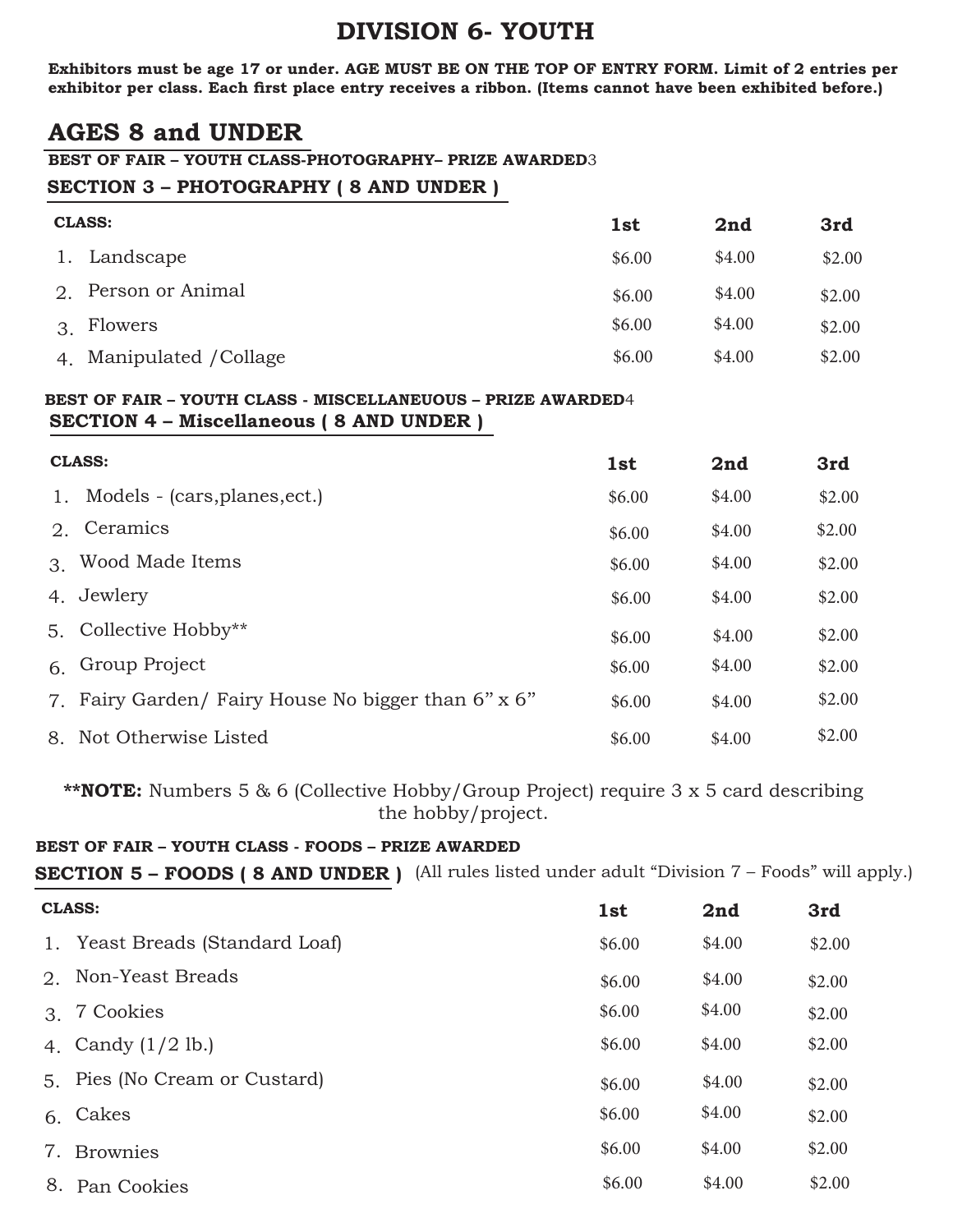# DIVISION 6- YOUTH

**Exhibitors must be age 17 or under. AGE MUST BE ON THE TOP OF ENTRY FORM. Limit of 2 entries per exhibitor per class. Each first place entry receives a ribbon. (Items cannot have been exhibited before.)**

## AGES 8 and UNDER

**BEST OF FAIR – YOUTH CLASS-PHOTOGRAPHY– PRIZE AWARDED**3

### SECTION 3 – PHOTOGRAPHY ( 8 AND UNDER )

| CLASS: | 1st | 2nd | 3rd |
|---|---|---|---|
| 1. Landscape | $6.00 | $4.00 | $2.00 |
| 2. Person or Animal | $6.00 | $4.00 | $2.00 |
| 3. Flowers | $6.00 | $4.00 | $2.00 |
| 4. Manipulated /Collage | $6.00 | $4.00 | $2.00 |

**BEST OF FAIR – YOUTH CLASS - MISCELLANEOUS – PRIZE AWARDED**4

### SECTION 4 – Miscellaneous ( 8 AND UNDER )

| CLASS: | 1st | 2nd | 3rd |
|---|---|---|---|
| 1. Models - (cars,planes,ect.) | $6.00 | $4.00 | $2.00 |
| 2. Ceramics | $6.00 | $4.00 | $2.00 |
| 3. Wood Made Items | $6.00 | $4.00 | $2.00 |
| 4. Jewlery | $6.00 | $4.00 | $2.00 |
| 5. Collective Hobby** | $6.00 | $4.00 | $2.00 |
| 6. Group Project | $6.00 | $4.00 | $2.00 |
| 7. Fairy Garden/ Fairy House No bigger than 6" x 6" | $6.00 | $4.00 | $2.00 |
| 8. Not Otherwise Listed | $6.00 | $4.00 | $2.00 |

****NOTE:** Numbers 5 & 6 (Collective Hobby/Group Project) require 3 x 5 card describing the hobby/project.

**BEST OF FAIR – YOUTH CLASS - FOODS – PRIZE AWARDED**

### SECTION 5 – FOODS ( 8 AND UNDER ) (All rules listed under adult "Division 7 – Foods" will apply.)

| CLASS: | 1st | 2nd | 3rd |
|---|---|---|---|
| 1. Yeast Breads (Standard Loaf) | $6.00 | $4.00 | $2.00 |
| 2. Non-Yeast Breads | $6.00 | $4.00 | $2.00 |
| 3. 7 Cookies | $6.00 | $4.00 | $2.00 |
| 4. Candy (1/2 lb.) | $6.00 | $4.00 | $2.00 |
| 5. Pies (No Cream or Custard) | $6.00 | $4.00 | $2.00 |
| 6. Cakes | $6.00 | $4.00 | $2.00 |
| 7. Brownies | $6.00 | $4.00 | $2.00 |
| 8. Pan Cookies | $6.00 | $4.00 | $2.00 |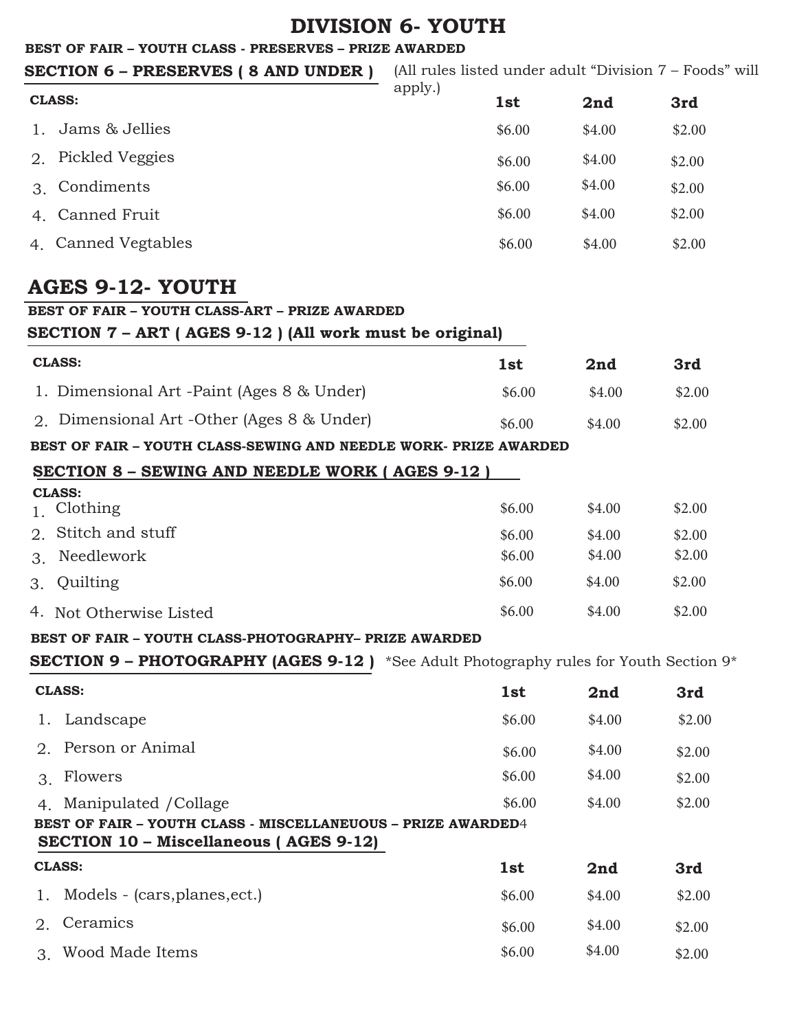# DIVISION 6- YOUTH

**BEST OF FAIR – YOUTH CLASS - PRESERVES – PRIZE AWARDED**

## SECTION 6 – PRESERVES ( 8 AND UNDER )

(All rules listed under adult "Division 7 – Foods" will apply.)

| CLASS: | 1st | 2nd | 3rd |
|---|---|---|---|
| 1. Jams & Jellies | $6.00 | $4.00 | $2.00 |
| 2. Pickled Veggies | $6.00 | $4.00 | $2.00 |
| 3. Condiments | $6.00 | $4.00 | $2.00 |
| 4. Canned Fruit | $6.00 | $4.00 | $2.00 |
| 4. Canned Vegtables | $6.00 | $4.00 | $2.00 |

# AGES 9-12- YOUTH

**BEST OF FAIR – YOUTH CLASS-ART – PRIZE AWARDED**

## SECTION 7 – ART ( AGES 9-12 ) (All work must be original)

| CLASS: | 1st | 2nd | 3rd |
|---|---|---|---|
| 1. Dimensional Art -Paint (Ages 8 & Under) | $6.00 | $4.00 | $2.00 |
| 2. Dimensional Art -Other (Ages 8 & Under) | $6.00 | $4.00 | $2.00 |

**BEST OF FAIR – YOUTH CLASS-SEWING AND NEEDLE WORK- PRIZE AWARDED**

## SECTION 8 – SEWING AND NEEDLE WORK ( AGES 9-12 )

| CLASS: | 1st | 2nd | 3rd |
|---|---|---|---|
| 1. Clothing | $6.00 | $4.00 | $2.00 |
| 2. Stitch and stuff | $6.00 | $4.00 | $2.00 |
| 3. Needlework | $6.00 | $4.00 | $2.00 |
| 3. Quilting | $6.00 | $4.00 | $2.00 |
| 4. Not Otherwise Listed | $6.00 | $4.00 | $2.00 |

**BEST OF FAIR – YOUTH CLASS-PHOTOGRAPHY– PRIZE AWARDED**

## SECTION 9 – PHOTOGRAPHY (AGES 9-12 )

*See Adult Photography rules for Youth Section 9*

| CLASS: | 1st | 2nd | 3rd |
|---|---|---|---|
| 1. Landscape | $6.00 | $4.00 | $2.00 |
| 2. Person or Animal | $6.00 | $4.00 | $2.00 |
| 3. Flowers | $6.00 | $4.00 | $2.00 |
| 4. Manipulated /Collage | $6.00 | $4.00 | $2.00 |

**BEST OF FAIR – YOUTH CLASS - MISCELLANEUOUS – PRIZE AWARDED**4

## SECTION 10 – Miscellaneous ( AGES 9-12)

| CLASS: | 1st | 2nd | 3rd |
|---|---|---|---|
| 1. Models - (cars,planes,ect.) | $6.00 | $4.00 | $2.00 |
| 2. Ceramics | $6.00 | $4.00 | $2.00 |
| 3. Wood Made Items | $6.00 | $4.00 | $2.00 |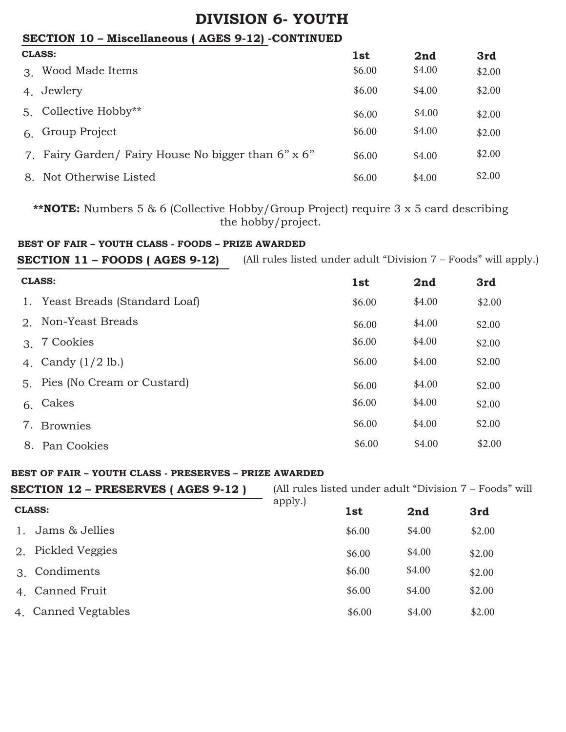# DIVISION 6- YOUTH

## SECTION 10 – Miscellaneous ( AGES 9-12) -CONTINUED

| CLASS: | 1st | 2nd | 3rd |
|---|---|---|---|
| 3. Wood Made Items | $6.00 | $4.00 | $2.00 |
| 4. Jewlery | $6.00 | $4.00 | $2.00 |
| 5. Collective Hobby** | $6.00 | $4.00 | $2.00 |
| 6. Group Project | $6.00 | $4.00 | $2.00 |
| 7. Fairy Garden/ Fairy House No bigger than 6" x 6" | $6.00 | $4.00 | $2.00 |
| 8. Not Otherwise Listed | $6.00 | $4.00 | $2.00 |

****NOTE:** Numbers 5 & 6 (Collective Hobby/Group Project) require 3 x 5 card describing the hobby/project.

**BEST OF FAIR – YOUTH CLASS - FOODS – PRIZE AWARDED**

## SECTION 11 – FOODS ( AGES 9-12)

(All rules listed under adult "Division 7 – Foods" will apply.)

| CLASS: | 1st | 2nd | 3rd |
|---|---|---|---|
| 1. Yeast Breads (Standard Loaf) | $6.00 | $4.00 | $2.00 |
| 2. Non-Yeast Breads | $6.00 | $4.00 | $2.00 |
| 3. 7 Cookies | $6.00 | $4.00 | $2.00 |
| 4. Candy (1/2 lb.) | $6.00 | $4.00 | $2.00 |
| 5. Pies (No Cream or Custard) | $6.00 | $4.00 | $2.00 |
| 6. Cakes | $6.00 | $4.00 | $2.00 |
| 7. Brownies | $6.00 | $4.00 | $2.00 |
| 8. Pan Cookies | $6.00 | $4.00 | $2.00 |

**BEST OF FAIR – YOUTH CLASS - PRESERVES – PRIZE AWARDED**

## SECTION 12 – PRESERVES ( AGES 9-12 )

(All rules listed under adult "Division 7 – Foods" will apply.)

| CLASS: | 1st | 2nd | 3rd |
|---|---|---|---|
| 1. Jams & Jellies | $6.00 | $4.00 | $2.00 |
| 2. Pickled Veggies | $6.00 | $4.00 | $2.00 |
| 3. Condiments | $6.00 | $4.00 | $2.00 |
| 4. Canned Fruit | $6.00 | $4.00 | $2.00 |
| 4. Canned Vegtables | $6.00 | $4.00 | $2.00 |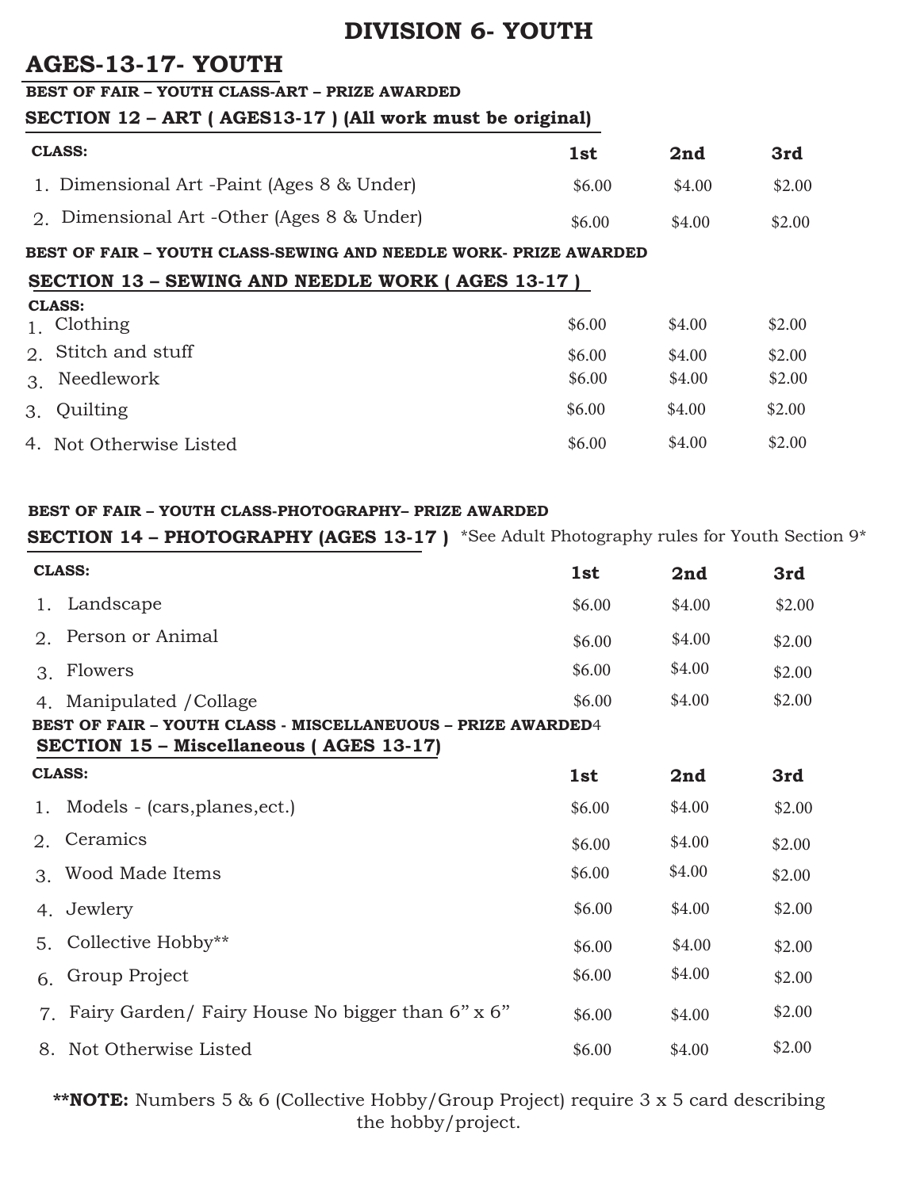# DIVISION 6- YOUTH

## AGES-13-17- YOUTH

**BEST OF FAIR – YOUTH CLASS-ART – PRIZE AWARDED**

### SECTION 12 – ART ( AGES13-17 ) (All work must be original)

| CLASS: | 1st | 2nd | 3rd |
|---|---|---|---|
| 1. Dimensional Art -Paint (Ages 8 & Under) | $6.00 | $4.00 | $2.00 |
| 2. Dimensional Art -Other (Ages 8 & Under) | $6.00 | $4.00 | $2.00 |

**BEST OF FAIR – YOUTH CLASS-SEWING AND NEEDLE WORK- PRIZE AWARDED**

### SECTION 13 – SEWING AND NEEDLE WORK ( AGES 13-17 )

| CLASS: | | | |
|---|---|---|---|
| 1. Clothing | $6.00 | $4.00 | $2.00 |
| 2. Stitch and stuff | $6.00 | $4.00 | $2.00 |
| 3. Needlework | $6.00 | $4.00 | $2.00 |
| 3. Quilting | $6.00 | $4.00 | $2.00 |
| 4. Not Otherwise Listed | $6.00 | $4.00 | $2.00 |

**BEST OF FAIR – YOUTH CLASS-PHOTOGRAPHY– PRIZE AWARDED**

### SECTION 14 – PHOTOGRAPHY (AGES 13-17 )

*See Adult Photography rules for Youth Section 9*

| CLASS: | 1st | 2nd | 3rd |
|---|---|---|---|
| 1. Landscape | $6.00 | $4.00 | $2.00 |
| 2. Person or Animal | $6.00 | $4.00 | $2.00 |
| 3. Flowers | $6.00 | $4.00 | $2.00 |
| 4. Manipulated /Collage | $6.00 | $4.00 | $2.00 |

**BEST OF FAIR – YOUTH CLASS - MISCELLANEUOUS – PRIZE AWARDED**4

### SECTION 15 – Miscellaneous ( AGES 13-17)

| CLASS: | 1st | 2nd | 3rd |
|---|---|---|---|
| 1. Models - (cars,planes,ect.) | $6.00 | $4.00 | $2.00 |
| 2. Ceramics | $6.00 | $4.00 | $2.00 |
| 3. Wood Made Items | $6.00 | $4.00 | $2.00 |
| 4. Jewlery | $6.00 | $4.00 | $2.00 |
| 5. Collective Hobby** | $6.00 | $4.00 | $2.00 |
| 6. Group Project | $6.00 | $4.00 | $2.00 |
| 7. Fairy Garden/ Fairy House No bigger than 6" x 6" | $6.00 | $4.00 | $2.00 |
| 8. Not Otherwise Listed | $6.00 | $4.00 | $2.00 |

****NOTE:** Numbers 5 & 6 (Collective Hobby/Group Project) require 3 x 5 card describing the hobby/project.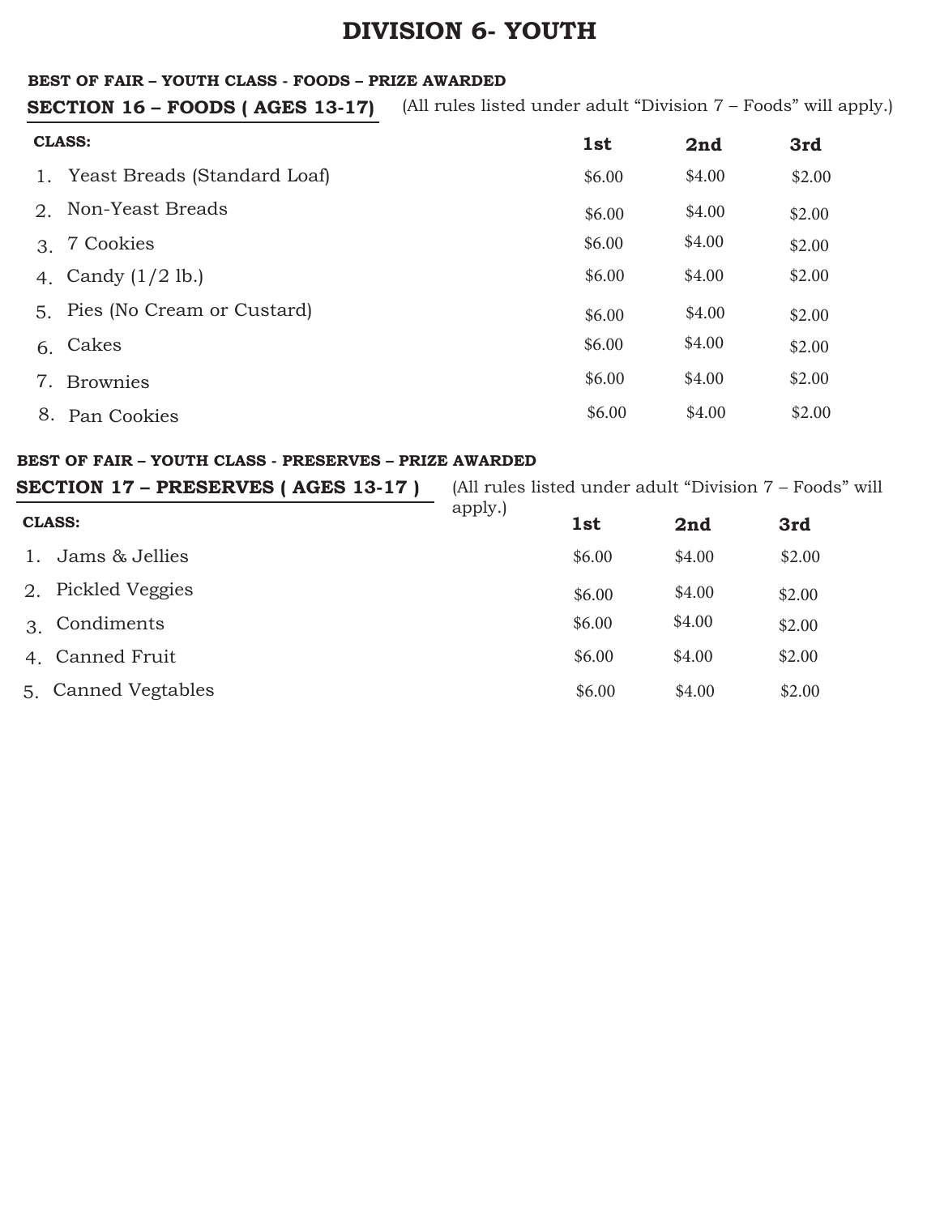# DIVISION 6- YOUTH

**BEST OF FAIR – YOUTH CLASS - FOODS – PRIZE AWARDED**

## SECTION 16 – FOODS ( AGES 13-17)

(All rules listed under adult "Division 7 – Foods" will apply.)

| CLASS: | 1st | 2nd | 3rd |
|---|---|---|---|
| 1. Yeast Breads (Standard Loaf) | $6.00 | $4.00 | $2.00 |
| 2. Non-Yeast Breads | $6.00 | $4.00 | $2.00 |
| 3. 7 Cookies | $6.00 | $4.00 | $2.00 |
| 4. Candy (1/2 lb.) | $6.00 | $4.00 | $2.00 |
| 5. Pies (No Cream or Custard) | $6.00 | $4.00 | $2.00 |
| 6. Cakes | $6.00 | $4.00 | $2.00 |
| 7. Brownies | $6.00 | $4.00 | $2.00 |
| 8. Pan Cookies | $6.00 | $4.00 | $2.00 |

**BEST OF FAIR – YOUTH CLASS - PRESERVES – PRIZE AWARDED**

## SECTION 17 – PRESERVES ( AGES 13-17 )

(All rules listed under adult "Division 7 – Foods" will apply.)

| CLASS: | 1st | 2nd | 3rd |
|---|---|---|---|
| 1. Jams & Jellies | $6.00 | $4.00 | $2.00 |
| 2. Pickled Veggies | $6.00 | $4.00 | $2.00 |
| 3. Condiments | $6.00 | $4.00 | $2.00 |
| 4. Canned Fruit | $6.00 | $4.00 | $2.00 |
| 5. Canned Vegtables | $6.00 | $4.00 | $2.00 |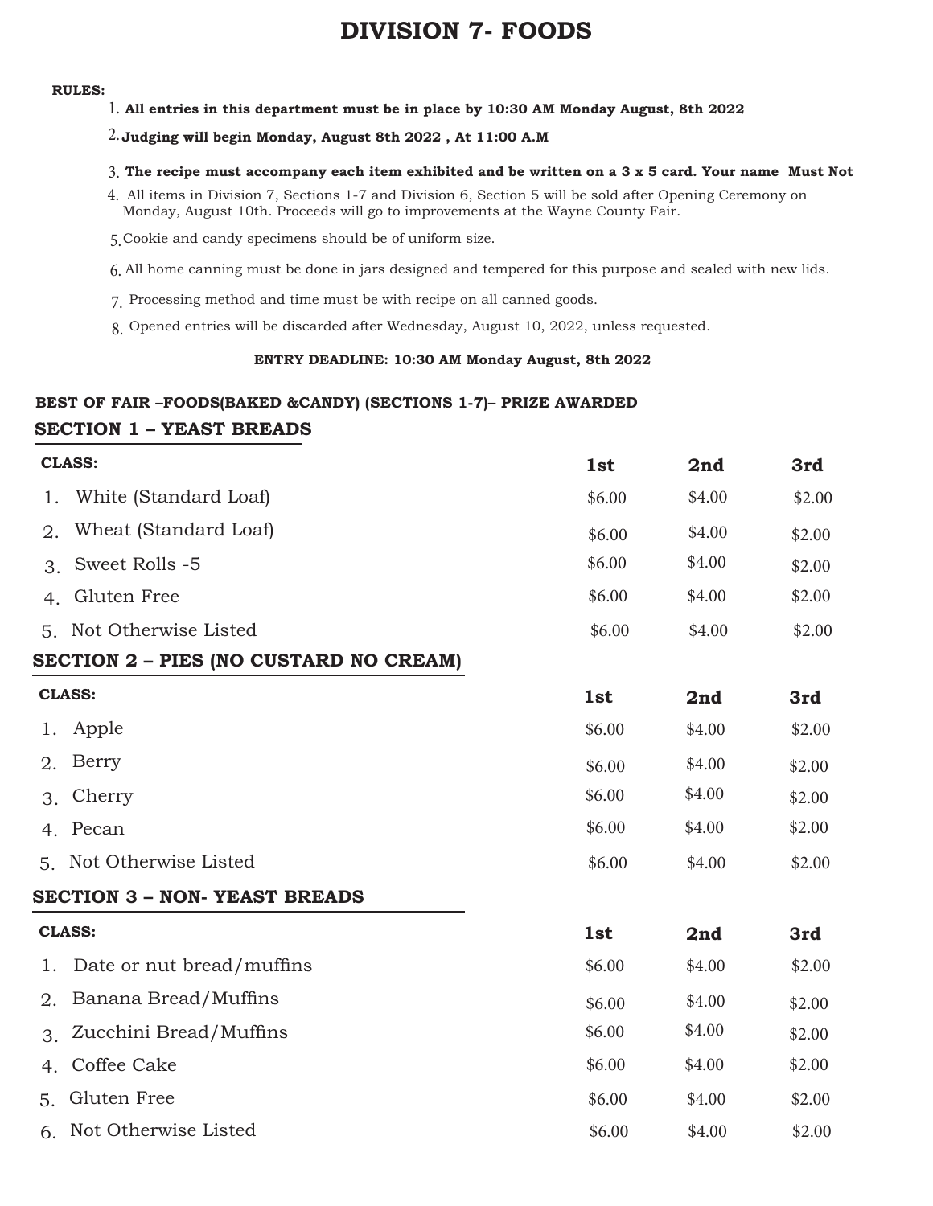# DIVISION 7- FOODS

**RULES:**

1. **All entries in this department must be in place by 10:30 AM Monday August, 8th 2022**
2. **Judging will begin Monday, August 8th 2022 , At 11:00 A.M**
3. **The recipe must accompany each item exhibited and be written on a 3 x 5 card. Your name Must Not**
4. All items in Division 7, Sections 1-7 and Division 6, Section 5 will be sold after Opening Ceremony on Monday, August 10th. Proceeds will go to improvements at the Wayne County Fair.
5. Cookie and candy specimens should be of uniform size.
6. All home canning must be done in jars designed and tempered for this purpose and sealed with new lids.
7. Processing method and time must be with recipe on all canned goods.
8. Opened entries will be discarded after Wednesday, August 10, 2022, unless requested.

**ENTRY DEADLINE: 10:30 AM Monday August, 8th 2022**

**BEST OF FAIR –FOODS(BAKED &CANDY) (SECTIONS 1-7)– PRIZE AWARDED**

## SECTION 1 – YEAST BREADS

| CLASS: | 1st | 2nd | 3rd |
|---|---|---|---|
| 1. White (Standard Loaf) | $6.00 | $4.00 | $2.00 |
| 2. Wheat (Standard Loaf) | $6.00 | $4.00 | $2.00 |
| 3. Sweet Rolls -5 | $6.00 | $4.00 | $2.00 |
| 4. Gluten Free | $6.00 | $4.00 | $2.00 |
| 5. Not Otherwise Listed | $6.00 | $4.00 | $2.00 |

## SECTION 2 – PIES (NO CUSTARD NO CREAM)

| CLASS: | 1st | 2nd | 3rd |
|---|---|---|---|
| 1. Apple | $6.00 | $4.00 | $2.00 |
| 2. Berry | $6.00 | $4.00 | $2.00 |
| 3. Cherry | $6.00 | $4.00 | $2.00 |
| 4. Pecan | $6.00 | $4.00 | $2.00 |
| 5. Not Otherwise Listed | $6.00 | $4.00 | $2.00 |

## SECTION 3 – NON- YEAST BREADS

| CLASS: | 1st | 2nd | 3rd |
|---|---|---|---|
| 1. Date or nut bread/muffins | $6.00 | $4.00 | $2.00 |
| 2. Banana Bread/Muffins | $6.00 | $4.00 | $2.00 |
| 3. Zucchini Bread/Muffins | $6.00 | $4.00 | $2.00 |
| 4. Coffee Cake | $6.00 | $4.00 | $2.00 |
| 5. Gluten Free | $6.00 | $4.00 | $2.00 |
| 6. Not Otherwise Listed | $6.00 | $4.00 | $2.00 |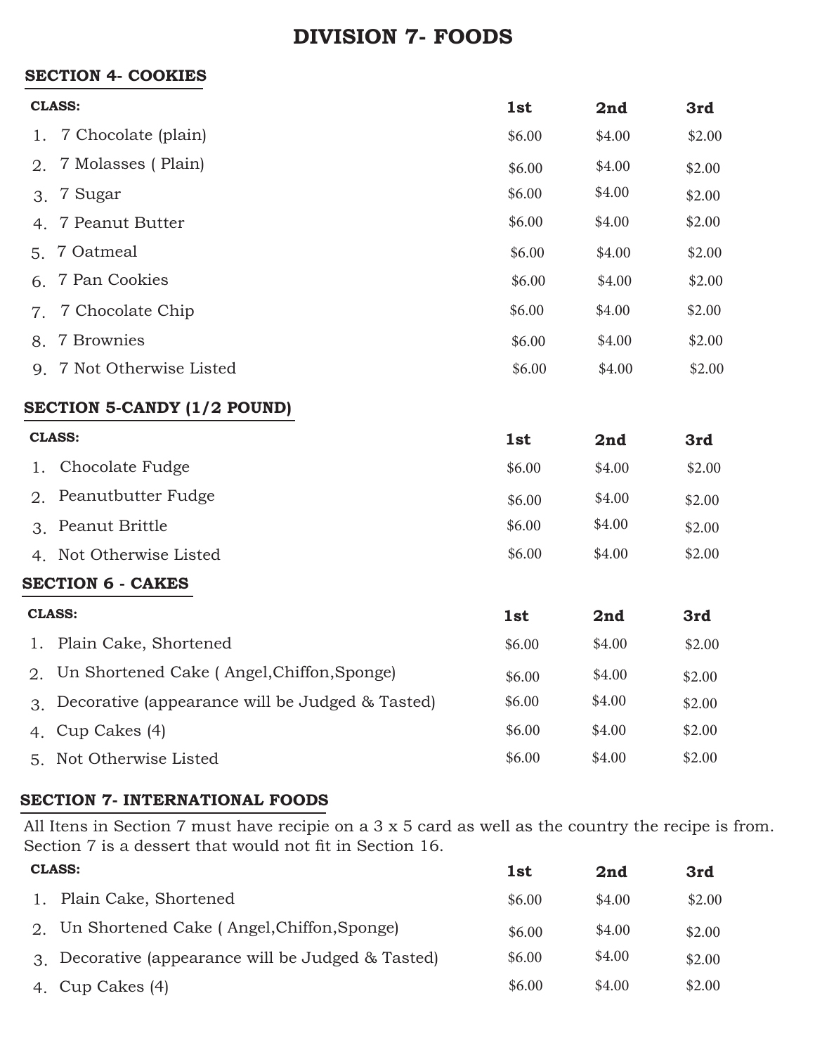# DIVISION 7- FOODS

## SECTION 4- COOKIES

| CLASS: | 1st | 2nd | 3rd |
|---|---|---|---|
| 1. 7 Chocolate (plain) | $6.00 | $4.00 | $2.00 |
| 2. 7 Molasses ( Plain) | $6.00 | $4.00 | $2.00 |
| 3. 7 Sugar | $6.00 | $4.00 | $2.00 |
| 4. 7 Peanut Butter | $6.00 | $4.00 | $2.00 |
| 5. 7 Oatmeal | $6.00 | $4.00 | $2.00 |
| 6. 7 Pan Cookies | $6.00 | $4.00 | $2.00 |
| 7. 7 Chocolate Chip | $6.00 | $4.00 | $2.00 |
| 8. 7 Brownies | $6.00 | $4.00 | $2.00 |
| 9. 7 Not Otherwise Listed | $6.00 | $4.00 | $2.00 |

## SECTION 5-CANDY (1/2 POUND)

| CLASS: | 1st | 2nd | 3rd |
|---|---|---|---|
| 1. Chocolate Fudge | $6.00 | $4.00 | $2.00 |
| 2. Peanutbutter Fudge | $6.00 | $4.00 | $2.00 |
| 3. Peanut Brittle | $6.00 | $4.00 | $2.00 |
| 4. Not Otherwise Listed | $6.00 | $4.00 | $2.00 |

## SECTION 6 - CAKES

| CLASS: | 1st | 2nd | 3rd |
|---|---|---|---|
| 1. Plain Cake, Shortened | $6.00 | $4.00 | $2.00 |
| 2. Un Shortened Cake ( Angel,Chiffon,Sponge) | $6.00 | $4.00 | $2.00 |
| 3. Decorative (appearance will be Judged & Tasted) | $6.00 | $4.00 | $2.00 |
| 4. Cup Cakes (4) | $6.00 | $4.00 | $2.00 |
| 5. Not Otherwise Listed | $6.00 | $4.00 | $2.00 |

## SECTION 7- INTERNATIONAL FOODS

All Itens in Section 7 must have recipie on a 3 x 5 card as well as the country the recipe is from. Section 7 is a dessert that would not fit in Section 16.

| CLASS: | 1st | 2nd | 3rd |
|---|---|---|---|
| 1. Plain Cake, Shortened | $6.00 | $4.00 | $2.00 |
| 2. Un Shortened Cake ( Angel,Chiffon,Sponge) | $6.00 | $4.00 | $2.00 |
| 3. Decorative (appearance will be Judged & Tasted) | $6.00 | $4.00 | $2.00 |
| 4. Cup Cakes (4) | $6.00 | $4.00 | $2.00 |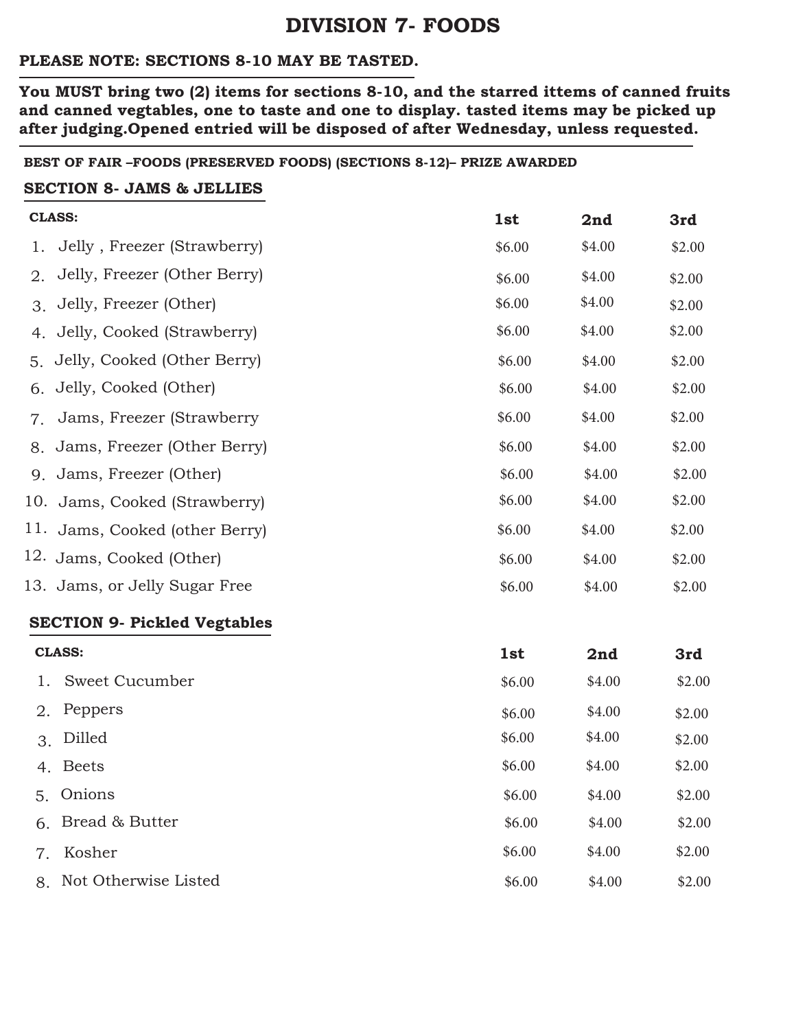# DIVISION 7- FOODS

**PLEASE NOTE: SECTIONS 8-10 MAY BE TASTED.**

**You MUST bring two (2) items for sections 8-10, and the starred ittems of canned fruits and canned vegtables, one to taste and one to display. tasted items may be picked up after judging.Opened entried will be disposed of after Wednesday, unless requested.**

**BEST OF FAIR –FOODS (PRESERVED FOODS) (SECTIONS 8-12)– PRIZE AWARDED**

## SECTION 8- JAMS & JELLIES

| CLASS: | 1st | 2nd | 3rd |
|---|---|---|---|
| 1. Jelly , Freezer (Strawberry) | $6.00 | $4.00 | $2.00 |
| 2. Jelly, Freezer (Other Berry) | $6.00 | $4.00 | $2.00 |
| 3. Jelly, Freezer (Other) | $6.00 | $4.00 | $2.00 |
| 4. Jelly, Cooked (Strawberry) | $6.00 | $4.00 | $2.00 |
| 5. Jelly, Cooked (Other Berry) | $6.00 | $4.00 | $2.00 |
| 6. Jelly, Cooked (Other) | $6.00 | $4.00 | $2.00 |
| 7. Jams, Freezer (Strawberry | $6.00 | $4.00 | $2.00 |
| 8. Jams, Freezer (Other Berry) | $6.00 | $4.00 | $2.00 |
| 9. Jams, Freezer (Other) | $6.00 | $4.00 | $2.00 |
| 10. Jams, Cooked (Strawberry) | $6.00 | $4.00 | $2.00 |
| 11. Jams, Cooked (other Berry) | $6.00 | $4.00 | $2.00 |
| 12. Jams, Cooked (Other) | $6.00 | $4.00 | $2.00 |
| 13. Jams, or Jelly Sugar Free | $6.00 | $4.00 | $2.00 |

## SECTION 9- Pickled Vegtables

| CLASS: | 1st | 2nd | 3rd |
|---|---|---|---|
| 1. Sweet Cucumber | $6.00 | $4.00 | $2.00 |
| 2. Peppers | $6.00 | $4.00 | $2.00 |
| 3. Dilled | $6.00 | $4.00 | $2.00 |
| 4. Beets | $6.00 | $4.00 | $2.00 |
| 5. Onions | $6.00 | $4.00 | $2.00 |
| 6. Bread & Butter | $6.00 | $4.00 | $2.00 |
| 7. Kosher | $6.00 | $4.00 | $2.00 |
| 8. Not Otherwise Listed | $6.00 | $4.00 | $2.00 |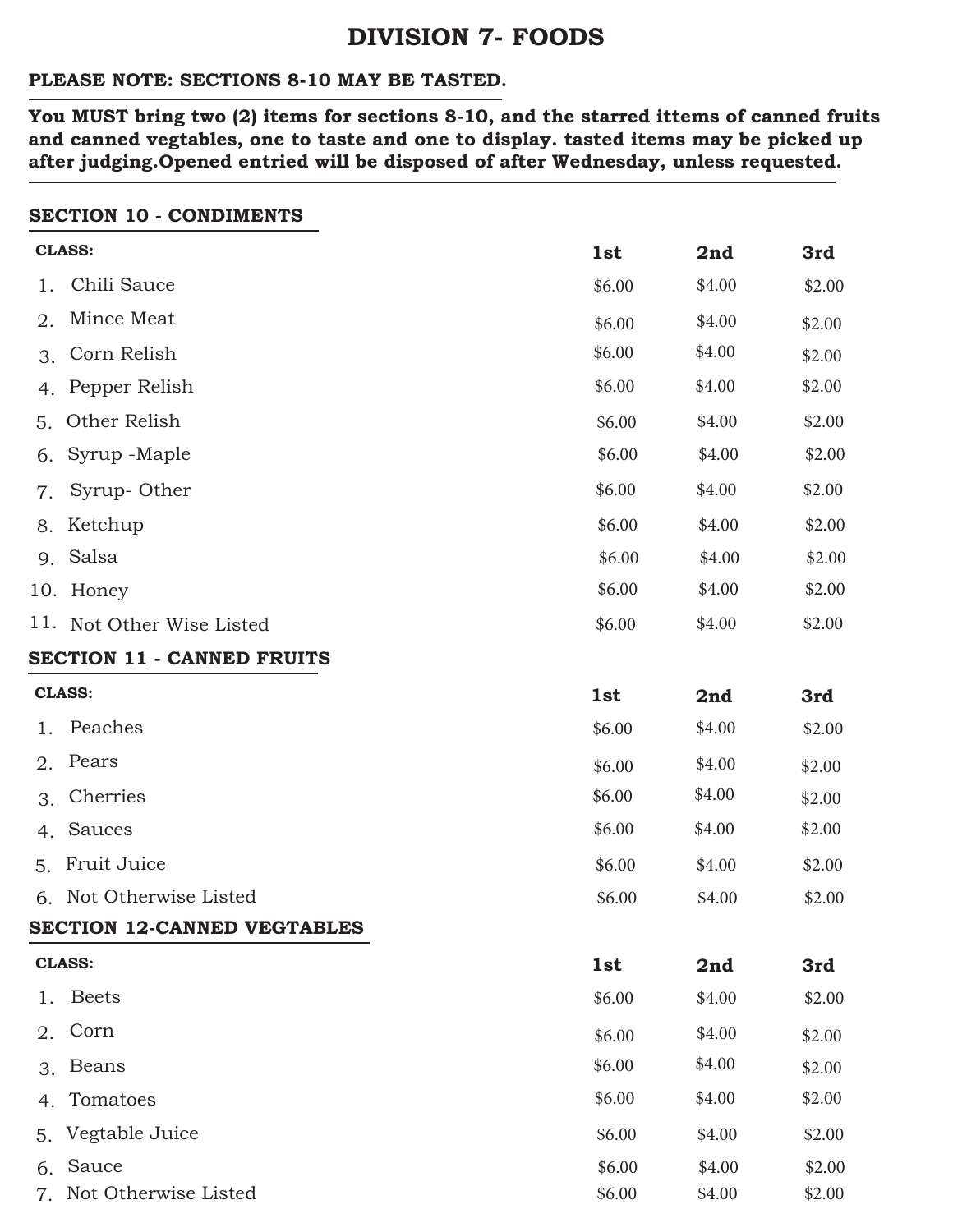# DIVISION 7- FOODS

**PLEASE NOTE: SECTIONS 8-10 MAY BE TASTED.**

**You MUST bring two (2) items for sections 8-10, and the starred ittems of canned fruits and canned vegtables, one to taste and one to display. tasted items may be picked up after judging.Opened entried will be disposed of after Wednesday, unless requested.**

## SECTION 10 - CONDIMENTS

| CLASS: | 1st | 2nd | 3rd |
|---|---|---|---|
| 1. Chili Sauce | $6.00 | $4.00 | $2.00 |
| 2. Mince Meat | $6.00 | $4.00 | $2.00 |
| 3. Corn Relish | $6.00 | $4.00 | $2.00 |
| 4. Pepper Relish | $6.00 | $4.00 | $2.00 |
| 5. Other Relish | $6.00 | $4.00 | $2.00 |
| 6. Syrup -Maple | $6.00 | $4.00 | $2.00 |
| 7. Syrup- Other | $6.00 | $4.00 | $2.00 |
| 8. Ketchup | $6.00 | $4.00 | $2.00 |
| 9. Salsa | $6.00 | $4.00 | $2.00 |
| 10. Honey | $6.00 | $4.00 | $2.00 |
| 11. Not Other Wise Listed | $6.00 | $4.00 | $2.00 |

## SECTION 11 - CANNED FRUITS

| CLASS: | 1st | 2nd | 3rd |
|---|---|---|---|
| 1. Peaches | $6.00 | $4.00 | $2.00 |
| 2. Pears | $6.00 | $4.00 | $2.00 |
| 3. Cherries | $6.00 | $4.00 | $2.00 |
| 4. Sauces | $6.00 | $4.00 | $2.00 |
| 5. Fruit Juice | $6.00 | $4.00 | $2.00 |
| 6. Not Otherwise Listed | $6.00 | $4.00 | $2.00 |

## SECTION 12-CANNED VEGTABLES

| CLASS: | 1st | 2nd | 3rd |
|---|---|---|---|
| 1. Beets | $6.00 | $4.00 | $2.00 |
| 2. Corn | $6.00 | $4.00 | $2.00 |
| 3. Beans | $6.00 | $4.00 | $2.00 |
| 4. Tomatoes | $6.00 | $4.00 | $2.00 |
| 5. Vegtable Juice | $6.00 | $4.00 | $2.00 |
| 6. Sauce | $6.00 | $4.00 | $2.00 |
| 7. Not Otherwise Listed | $6.00 | $4.00 | $2.00 |